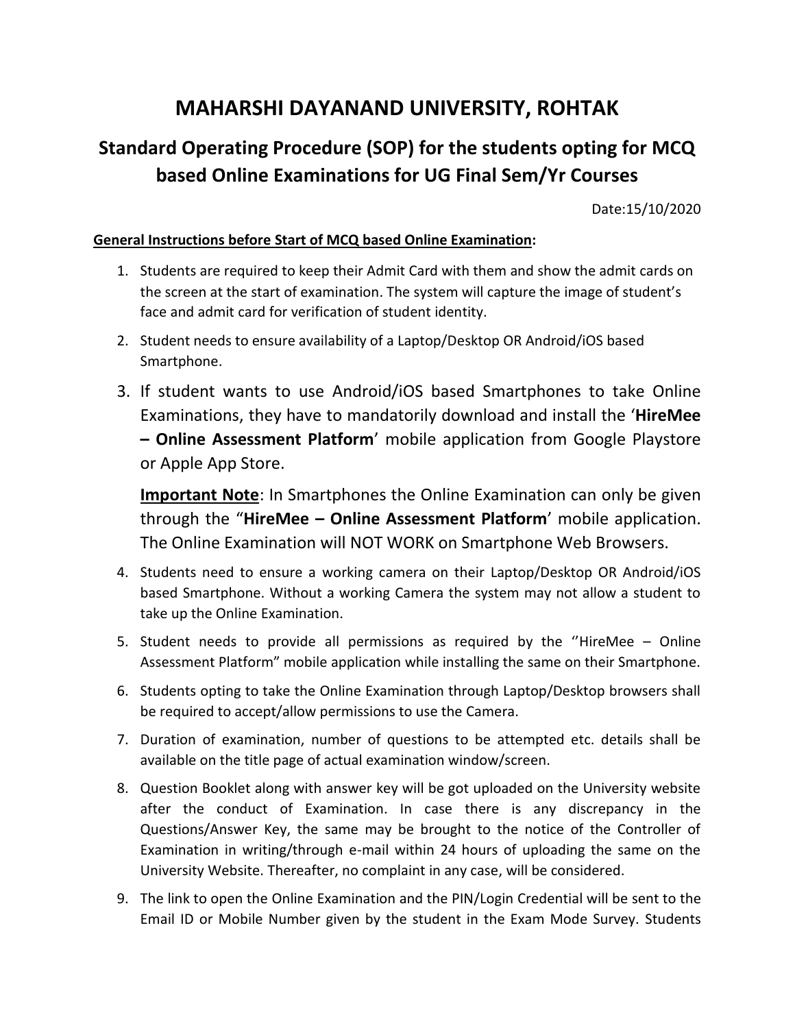# MAHARSHI DAYANAND UNIVERSITY, ROHTAK

## Standard Operating Procedure (SOP) for the students opting for MCQ based Online Examinations for UG Final Sem/Yr Courses

Date:15/10/2020

**General Instructions before Start of MCQ based Online Examination:**

1. Students are required to keep their Admit Card with them and show the admit cards on the screen at the start of examination. The system will capture the image of student's face and admit card for verification of student identity.
2. Student needs to ensure availability of a Laptop/Desktop OR Android/iOS based Smartphone.
3. If student wants to use Android/iOS based Smartphones to take Online Examinations, they have to mandatorily download and install the '**HireMee – Online Assessment Platform**' mobile application from Google Playstore or Apple App Store.

   **Important Note**: In Smartphones the Online Examination can only be given through the "**HireMee – Online Assessment Platform**' mobile application. The Online Examination will NOT WORK on Smartphone Web Browsers.
4. Students need to ensure a working camera on their Laptop/Desktop OR Android/iOS based Smartphone. Without a working Camera the system may not allow a student to take up the Online Examination.
5. Student needs to provide all permissions as required by the ''HireMee – Online Assessment Platform" mobile application while installing the same on their Smartphone.
6. Students opting to take the Online Examination through Laptop/Desktop browsers shall be required to accept/allow permissions to use the Camera.
7. Duration of examination, number of questions to be attempted etc. details shall be available on the title page of actual examination window/screen.
8. Question Booklet along with answer key will be got uploaded on the University website after the conduct of Examination. In case there is any discrepancy in the Questions/Answer Key, the same may be brought to the notice of the Controller of Examination in writing/through e-mail within 24 hours of uploading the same on the University Website. Thereafter, no complaint in any case, will be considered.
9. The link to open the Online Examination and the PIN/Login Credential will be sent to the Email ID or Mobile Number given by the student in the Exam Mode Survey. Students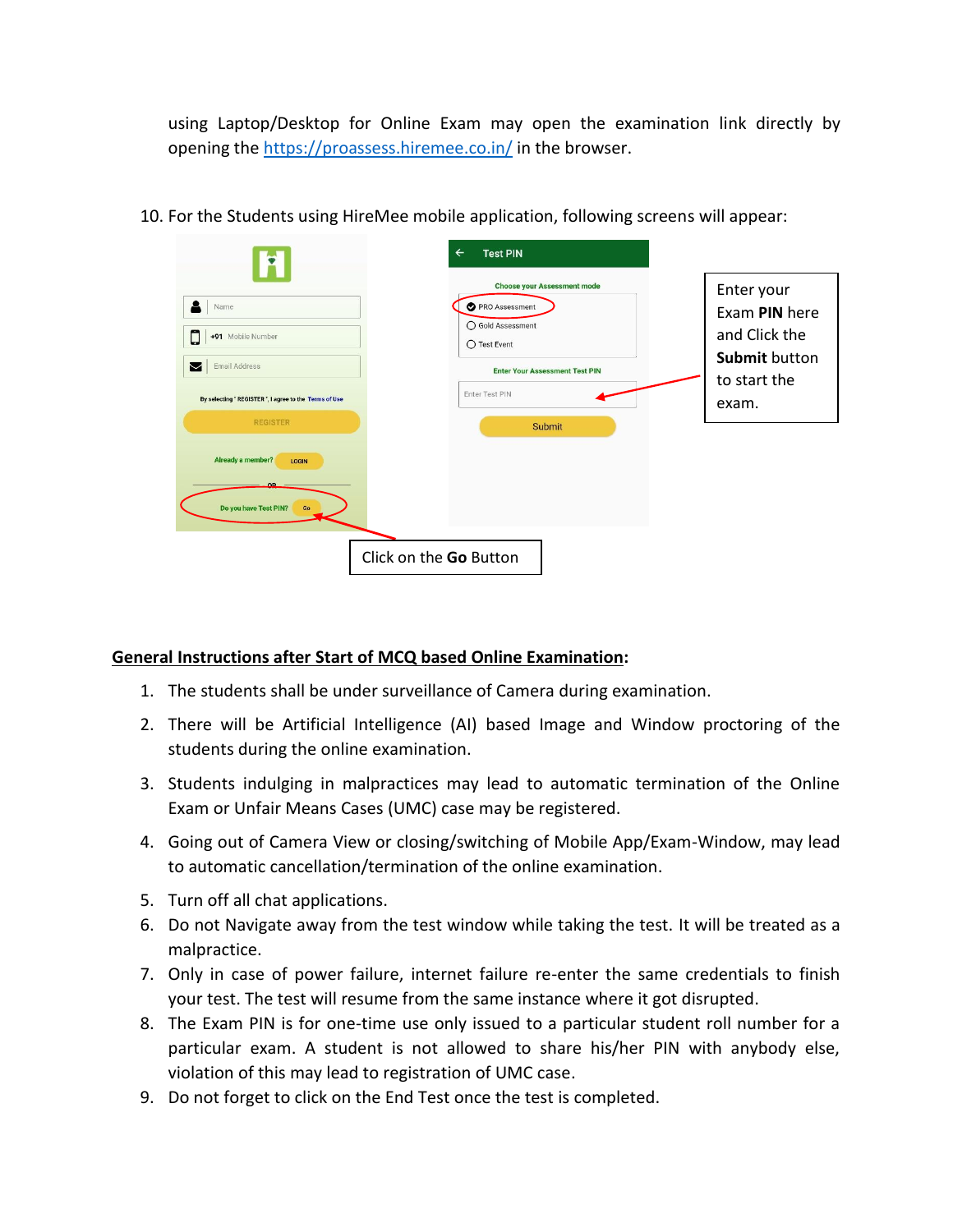using Laptop/Desktop for Online Exam may open the examination link directly by opening the [https://proassess.hiremee.co.in/](https://proassess.hiremee.co.in/) in the browser.

10. For the Students using HireMee mobile application, following screens will appear:

Enter your Exam **PIN** here and Click the **Submit** button to start the exam.

Click on the **Go** Button

**General Instructions after Start of MCQ based Online Examination:**

1. The students shall be under surveillance of Camera during examination.
2. There will be Artificial Intelligence (AI) based Image and Window proctoring of the students during the online examination.
3. Students indulging in malpractices may lead to automatic termination of the Online Exam or Unfair Means Cases (UMC) case may be registered.
4. Going out of Camera View or closing/switching of Mobile App/Exam-Window, may lead to automatic cancellation/termination of the online examination.
5. Turn off all chat applications.
6. Do not Navigate away from the test window while taking the test. It will be treated as a malpractice.
7. Only in case of power failure, internet failure re-enter the same credentials to finish your test. The test will resume from the same instance where it got disrupted.
8. The Exam PIN is for one-time use only issued to a particular student roll number for a particular exam. A student is not allowed to share his/her PIN with anybody else, violation of this may lead to registration of UMC case.
9. Do not forget to click on the End Test once the test is completed.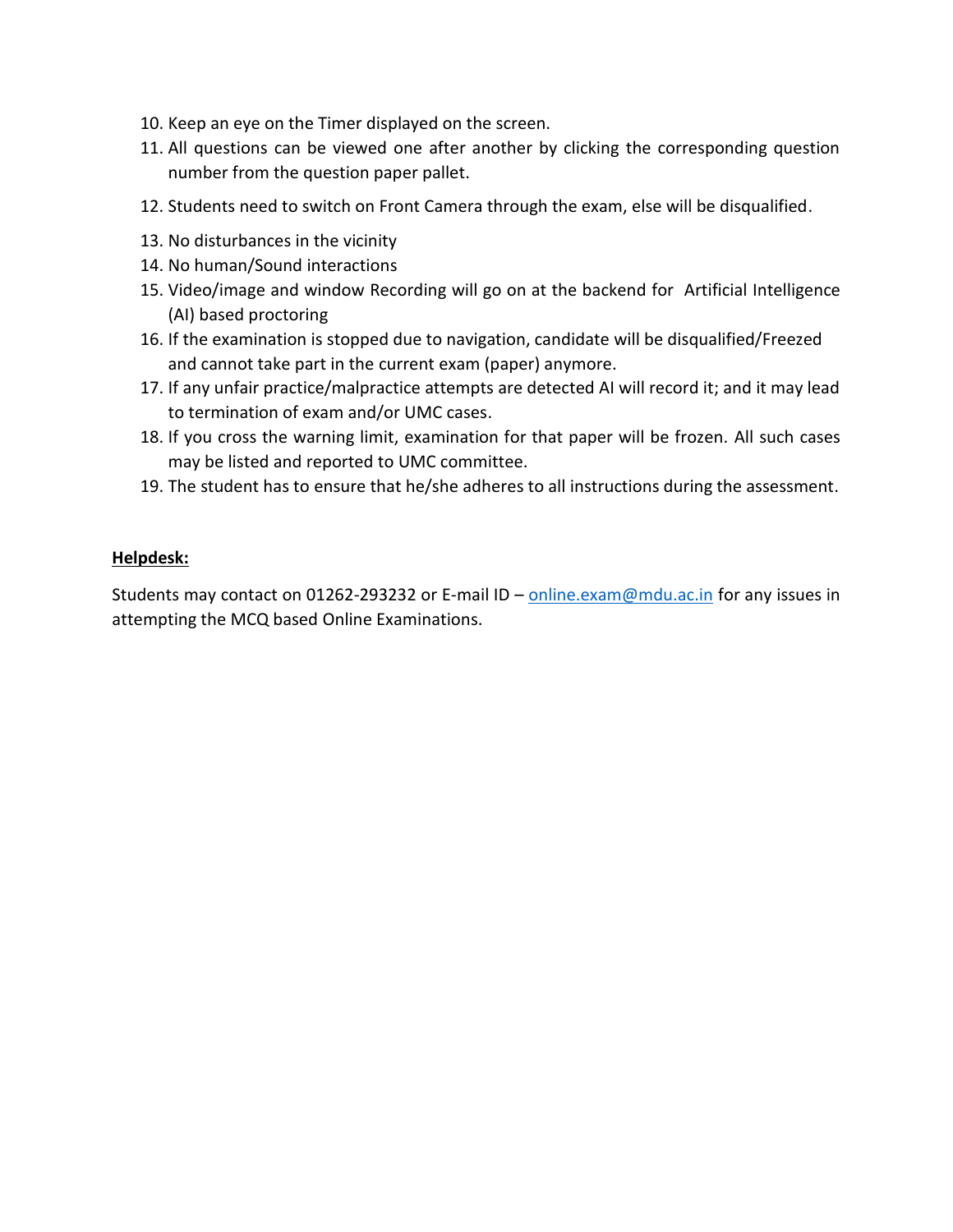10. Keep an eye on the Timer displayed on the screen.
11. All questions can be viewed one after another by clicking the corresponding question number from the question paper pallet.
12. Students need to switch on Front Camera through the exam, else will be disqualified.
13. No disturbances in the vicinity
14. No human/Sound interactions
15. Video/image and window Recording will go on at the backend for Artificial Intelligence (AI) based proctoring
16. If the examination is stopped due to navigation, candidate will be disqualified/Freezed and cannot take part in the current exam (paper) anymore.
17. If any unfair practice/malpractice attempts are detected AI will record it; and it may lead to termination of exam and/or UMC cases.
18. If you cross the warning limit, examination for that paper will be frozen. All such cases may be listed and reported to UMC committee.
19. The student has to ensure that he/she adheres to all instructions during the assessment.

**Helpdesk:**

Students may contact on 01262-293232 or E-mail ID – online.exam@mdu.ac.in for any issues in attempting the MCQ based Online Examinations.